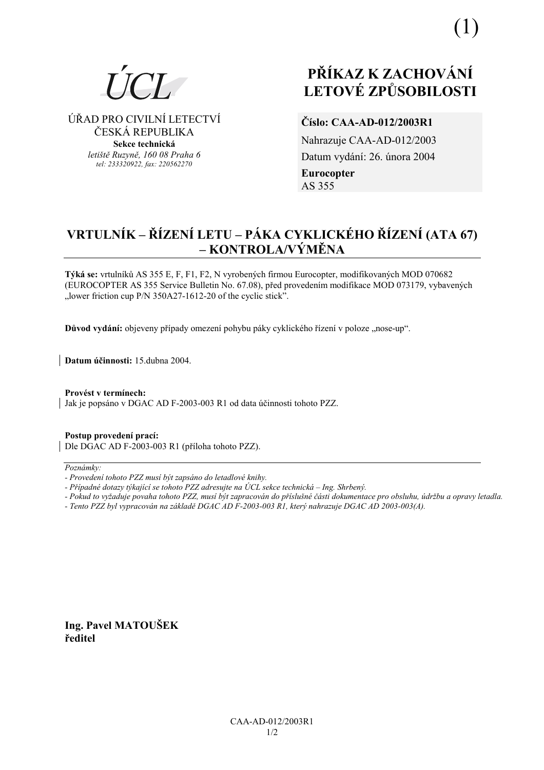(1)

ÚCL

ÚŘAD PRO CIVILNÍ LETECTVÍ
ČESKÁ REPUBLIKA
**Sekce technická**
*letiště Ruzyně, 160 08 Praha 6*
*tel: 233320922, fax: 220562270*

# PŘÍKAZ K ZACHOVÁNÍ LETOVÉ ZPŮSOBILOSTI

**Číslo: CAA-AD-012/2003R1**
Nahrazuje CAA-AD-012/2003
Datum vydání: 26. února 2004
**Eurocopter**
AS 355

## VRTULNÍK – ŘÍZENÍ LETU – PÁKA CYKLICKÉHO ŘÍZENÍ (ATA 67) – KONTROLA/VÝMĚNA

**Týká se:** vrtulníků AS 355 E, F, F1, F2, N vyrobených firmou Eurocopter, modifikovaných MOD 070682 (EUROCOPTER AS 355 Service Bulletin No. 67.08), před provedením modifikace MOD 073179, vybavených „lower friction cup P/N 350A27-1612-20 of the cyclic stick".

**Důvod vydání:** objeveny případy omezení pohybu páky cyklického řízení v poloze „nose-up".

**Datum účinnosti:** 15.dubna 2004.

**Provést v termínech:**
Jak je popsáno v DGAC AD F-2003-003 R1 od data účinnosti tohoto PZZ.

**Postup provedení prací:**
Dle DGAC AD F-2003-003 R1 (příloha tohoto PZZ).

---

*Poznámky:*
*- Provedení tohoto PZZ musí být zapsáno do letadlové knihy.*
*- Případné dotazy týkající se tohoto PZZ adresujte na ÚCL sekce technická – Ing. Shrbený.*
*- Pokud to vyžaduje povaha tohoto PZZ, musí být zapracován do příslušné části dokumentace pro obsluhu, údržbu a opravy letadla.*
*- Tento PZZ byl vypracován na základě DGAC AD F-2003-003 R1, který nahrazuje DGAC AD 2003-003(A).*

**Ing. Pavel MATOUŠEK**
**ředitel**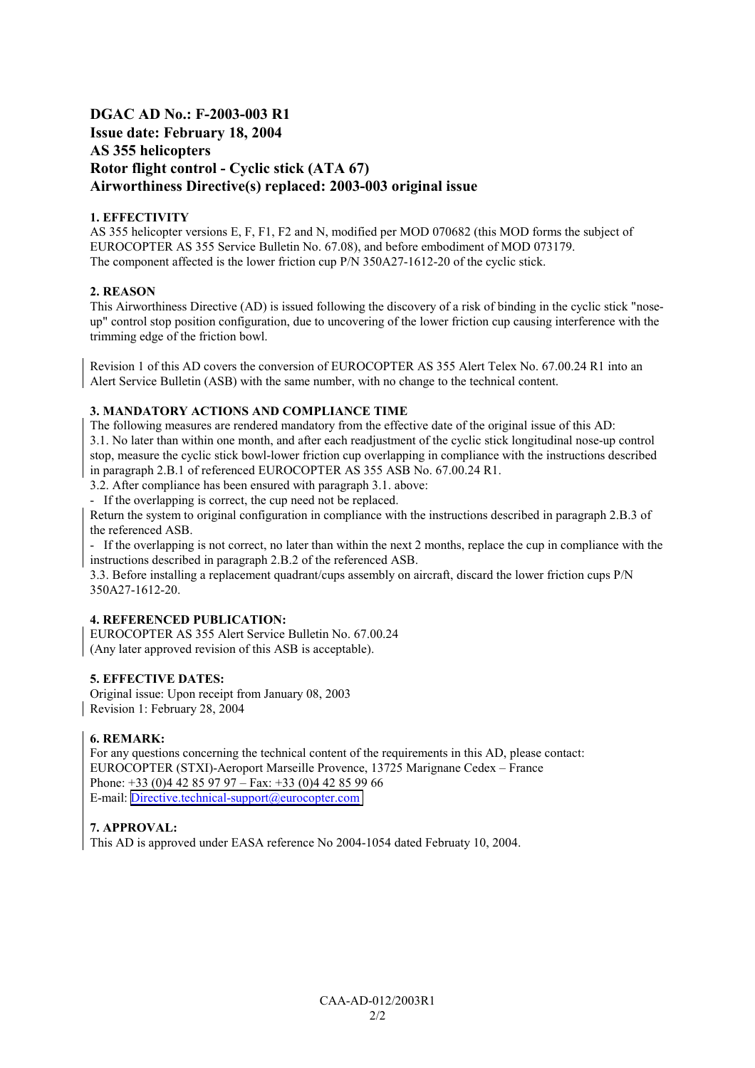**DGAC AD No.: F-2003-003 R1**
**Issue date: February 18, 2004**
**AS 355 helicopters**
**Rotor flight control - Cyclic stick (ATA 67)**
**Airworthiness Directive(s) replaced: 2003-003 original issue**

**1. EFFECTIVITY**

AS 355 helicopter versions E, F, F1, F2 and N, modified per MOD 070682 (this MOD forms the subject of EUROCOPTER AS 355 Service Bulletin No. 67.08), and before embodiment of MOD 073179.
The component affected is the lower friction cup P/N 350A27-1612-20 of the cyclic stick.

**2. REASON**

This Airworthiness Directive (AD) is issued following the discovery of a risk of binding in the cyclic stick "nose-up" control stop position configuration, due to uncovering of the lower friction cup causing interference with the trimming edge of the friction bowl.

Revision 1 of this AD covers the conversion of EUROCOPTER AS 355 Alert Telex No. 67.00.24 R1 into an Alert Service Bulletin (ASB) with the same number, with no change to the technical content.

**3. MANDATORY ACTIONS AND COMPLIANCE TIME**

The following measures are rendered mandatory from the effective date of the original issue of this AD:
3.1. No later than within one month, and after each readjustment of the cyclic stick longitudinal nose-up control stop, measure the cyclic stick bowl-lower friction cup overlapping in compliance with the instructions described in paragraph 2.B.1 of referenced EUROCOPTER AS 355 ASB No. 67.00.24 R1.
3.2. After compliance has been ensured with paragraph 3.1. above:

- If the overlapping is correct, the cup need not be replaced.

Return the system to original configuration in compliance with the instructions described in paragraph 2.B.3 of the referenced ASB.

- If the overlapping is not correct, no later than within the next 2 months, replace the cup in compliance with the instructions described in paragraph 2.B.2 of the referenced ASB.

3.3. Before installing a replacement quadrant/cups assembly on aircraft, discard the lower friction cups P/N 350A27-1612-20.

**4. REFERENCED PUBLICATION:**

EUROCOPTER AS 355 Alert Service Bulletin No. 67.00.24
(Any later approved revision of this ASB is acceptable).

**5. EFFECTIVE DATES:**

Original issue: Upon receipt from January 08, 2003
Revision 1: February 28, 2004

**6. REMARK:**

For any questions concerning the technical content of the requirements in this AD, please contact:
EUROCOPTER (STXI)-Aeroport Marseille Provence, 13725 Marignane Cedex – France
Phone: +33 (0)4 42 85 97 97 – Fax: +33 (0)4 42 85 99 66
E-mail: Directive.technical-support@eurocopter.com

**7. APPROVAL:**

This AD is approved under EASA reference No 2004-1054 dated Februaty 10, 2004.

CAA-AD-012/2003R1